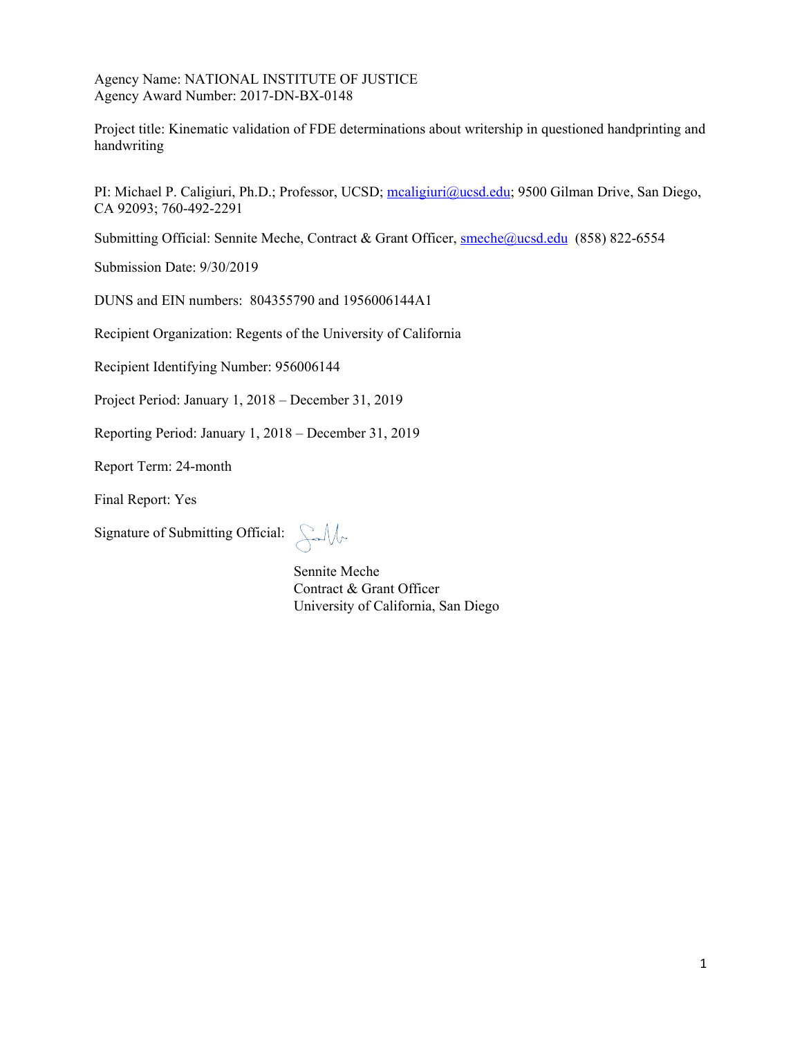Agency Name: NATIONAL INSTITUTE OF JUSTICE
Agency Award Number: 2017-DN-BX-0148

Project title: Kinematic validation of FDE determinations about writership in questioned handprinting and handwriting

PI: Michael P. Caligiuri, Ph.D.; Professor, UCSD; mcaligiuri@ucsd.edu; 9500 Gilman Drive, San Diego, CA 92093; 760-492-2291

Submitting Official: Sennite Meche, Contract & Grant Officer, smeche@ucsd.edu (858) 822-6554

Submission Date: 9/30/2019

DUNS and EIN numbers: 804355790 and 1956006144A1

Recipient Organization: Regents of the University of California

Recipient Identifying Number: 956006144

Project Period: January 1, 2018 – December 31, 2019

Reporting Period: January 1, 2018 – December 31, 2019

Report Term: 24-month

Final Report: Yes

Signature of Submitting Official:

Sennite Meche
Contract & Grant Officer
University of California, San Diego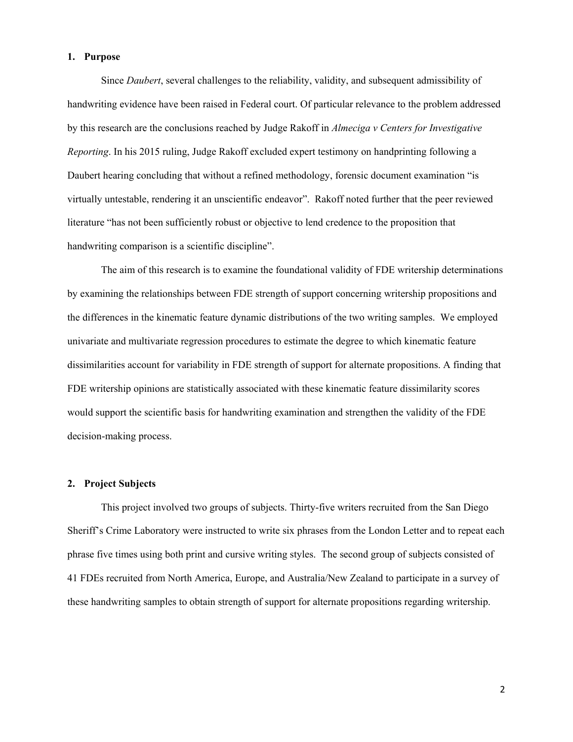## 1. Purpose

Since *Daubert*, several challenges to the reliability, validity, and subsequent admissibility of handwriting evidence have been raised in Federal court. Of particular relevance to the problem addressed by this research are the conclusions reached by Judge Rakoff in *Almeciga v Centers for Investigative Reporting*. In his 2015 ruling, Judge Rakoff excluded expert testimony on handprinting following a Daubert hearing concluding that without a refined methodology, forensic document examination "is virtually untestable, rendering it an unscientific endeavor". Rakoff noted further that the peer reviewed literature "has not been sufficiently robust or objective to lend credence to the proposition that handwriting comparison is a scientific discipline".

The aim of this research is to examine the foundational validity of FDE writership determinations by examining the relationships between FDE strength of support concerning writership propositions and the differences in the kinematic feature dynamic distributions of the two writing samples. We employed univariate and multivariate regression procedures to estimate the degree to which kinematic feature dissimilarities account for variability in FDE strength of support for alternate propositions. A finding that FDE writership opinions are statistically associated with these kinematic feature dissimilarity scores would support the scientific basis for handwriting examination and strengthen the validity of the FDE decision-making process.

## 2. Project Subjects

This project involved two groups of subjects. Thirty-five writers recruited from the San Diego Sheriff's Crime Laboratory were instructed to write six phrases from the London Letter and to repeat each phrase five times using both print and cursive writing styles. The second group of subjects consisted of 41 FDEs recruited from North America, Europe, and Australia/New Zealand to participate in a survey of these handwriting samples to obtain strength of support for alternate propositions regarding writership.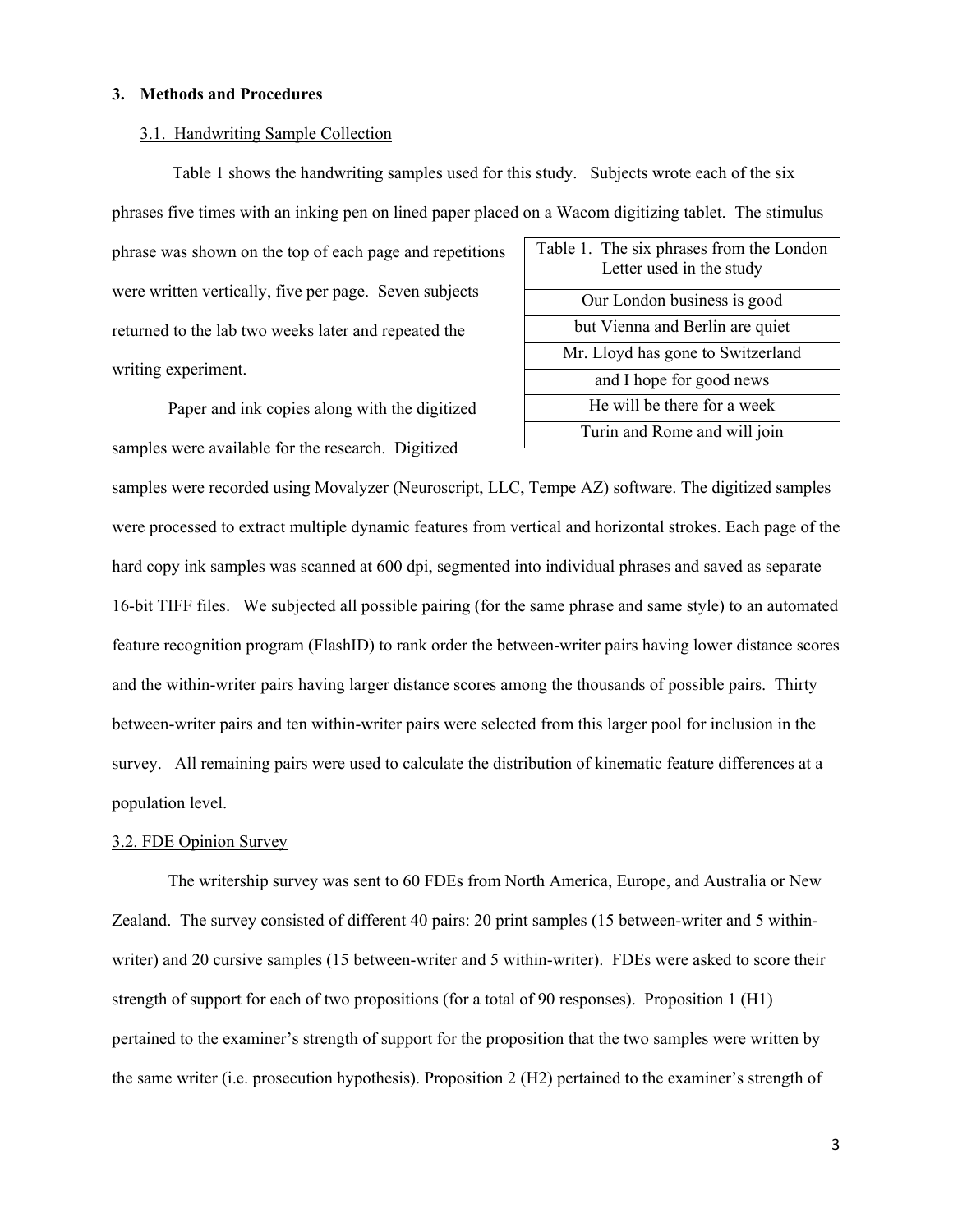## 3. Methods and Procedures

### 3.1. Handwriting Sample Collection

Table 1 shows the handwriting samples used for this study. Subjects wrote each of the six phrases five times with an inking pen on lined paper placed on a Wacom digitizing tablet. The stimulus phrase was shown on the top of each page and repetitions were written vertically, five per page. Seven subjects returned to the lab two weeks later and repeated the writing experiment.

| Table 1. The six phrases from the London Letter used in the study |
|---|
| Our London business is good |
| but Vienna and Berlin are quiet |
| Mr. Lloyd has gone to Switzerland |
| and I hope for good news |
| He will be there for a week |
| Turin and Rome and will join |

Paper and ink copies along with the digitized samples were available for the research. Digitized samples were recorded using Movalyzer (Neuroscript, LLC, Tempe AZ) software. The digitized samples were processed to extract multiple dynamic features from vertical and horizontal strokes. Each page of the hard copy ink samples was scanned at 600 dpi, segmented into individual phrases and saved as separate 16-bit TIFF files. We subjected all possible pairing (for the same phrase and same style) to an automated feature recognition program (FlashID) to rank order the between-writer pairs having lower distance scores and the within-writer pairs having larger distance scores among the thousands of possible pairs. Thirty between-writer pairs and ten within-writer pairs were selected from this larger pool for inclusion in the survey. All remaining pairs were used to calculate the distribution of kinematic feature differences at a population level.

### 3.2. FDE Opinion Survey

The writership survey was sent to 60 FDEs from North America, Europe, and Australia or New Zealand. The survey consisted of different 40 pairs: 20 print samples (15 between-writer and 5 within-writer) and 20 cursive samples (15 between-writer and 5 within-writer). FDEs were asked to score their strength of support for each of two propositions (for a total of 90 responses). Proposition 1 (H1) pertained to the examiner's strength of support for the proposition that the two samples were written by the same writer (i.e. prosecution hypothesis). Proposition 2 (H2) pertained to the examiner's strength of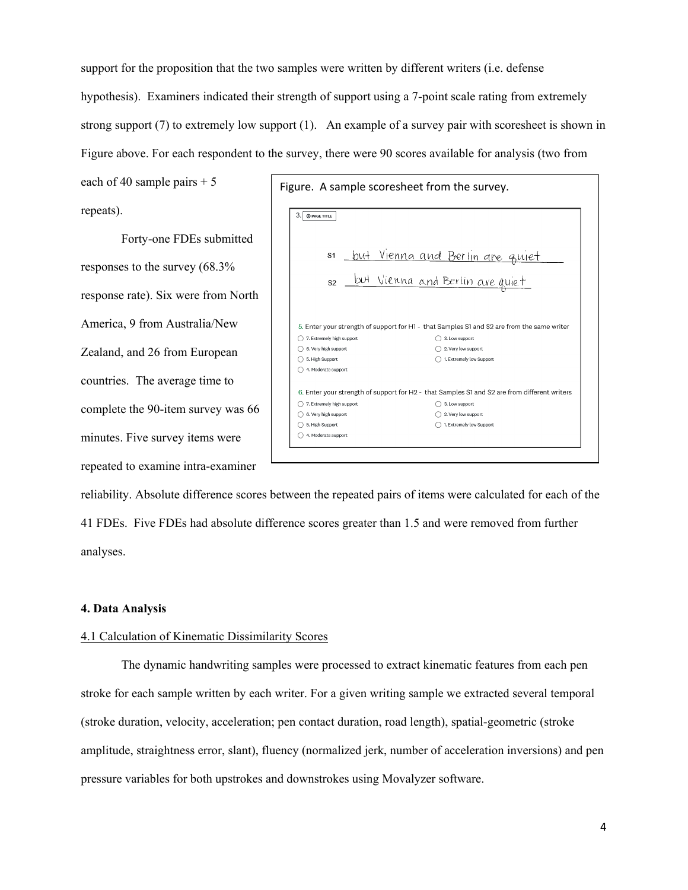support for the proposition that the two samples were written by different writers (i.e. defense hypothesis). Examiners indicated their strength of support using a 7-point scale rating from extremely strong support (7) to extremely low support (1). An example of a survey pair with scoresheet is shown in Figure above. For each respondent to the survey, there were 90 scores available for analysis (two from each of 40 sample pairs + 5 repeats).

Forty-one FDEs submitted responses to the survey (68.3% response rate). Six were from North America, 9 from Australia/New Zealand, and 26 from European countries. The average time to complete the 90-item survey was 66 minutes. Five survey items were repeated to examine intra-examiner reliability. Absolute difference scores between the repeated pairs of items were calculated for each of the 41 FDEs. Five FDEs had absolute difference scores greater than 1.5 and were removed from further analyses.

Figure. A sample scoresheet from the survey.

3. PAGE TITLE

S1 but Vienna and Berlin are quiet

S2 but Vienna and Berlin are quiet

5. Enter your strength of support for H1 - that Samples S1 and S2 are from the same writer

- 7. Extremely high support
- 6. Very high support
- 5. High Support
- 4. Moderate support
- 3. Low support
- 2. Very low support
- 1. Extremely low Support

6. Enter your strength of support for H2 - that Samples S1 and S2 are from different writers

- 7. Extremely high support
- 6. Very high support
- 5. High Support
- 4. Moderate support
- 3. Low support
- 2. Very low support
- 1. Extremely low Support

## 4. Data Analysis

### 4.1 Calculation of Kinematic Dissimilarity Scores

The dynamic handwriting samples were processed to extract kinematic features from each pen stroke for each sample written by each writer. For a given writing sample we extracted several temporal (stroke duration, velocity, acceleration; pen contact duration, road length), spatial-geometric (stroke amplitude, straightness error, slant), fluency (normalized jerk, number of acceleration inversions) and pen pressure variables for both upstrokes and downstrokes using Movalyzer software.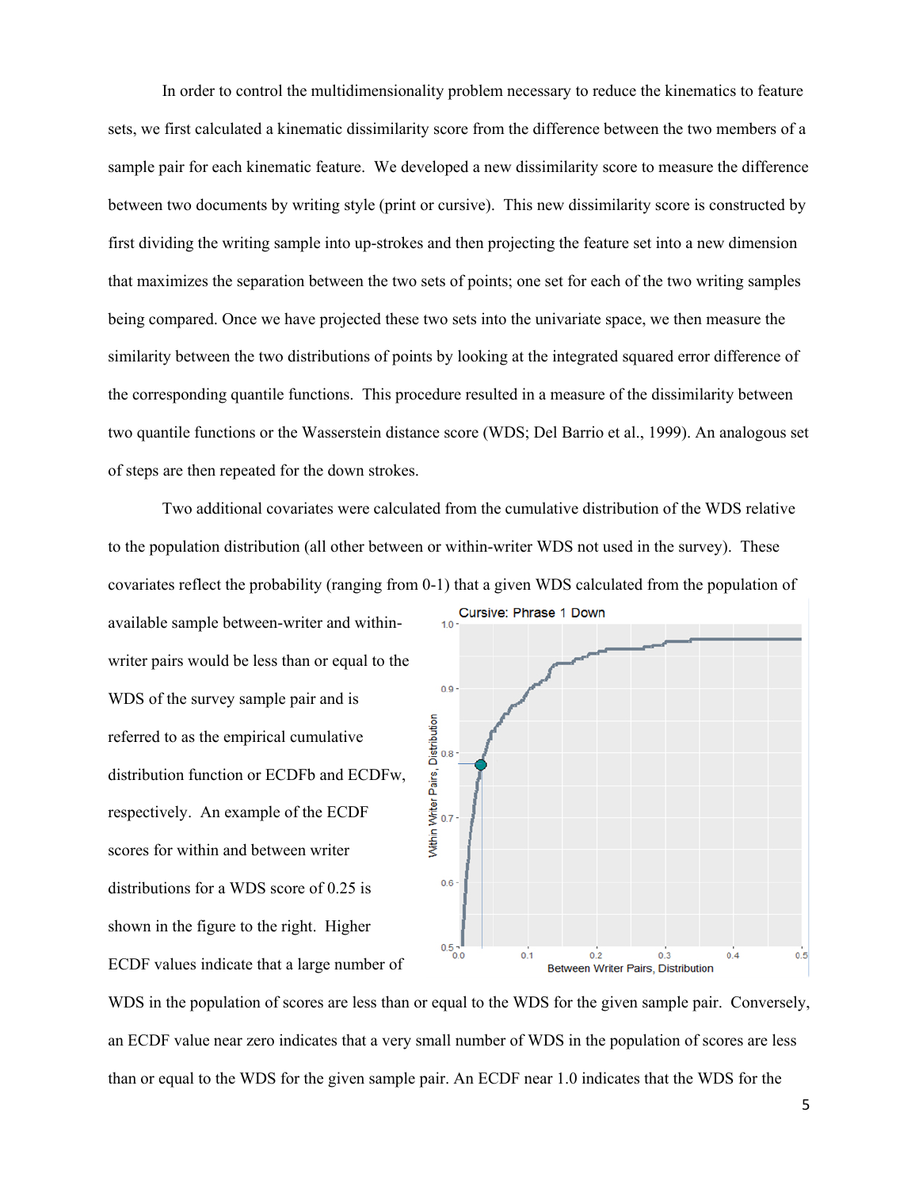In order to control the multidimensionality problem necessary to reduce the kinematics to feature sets, we first calculated a kinematic dissimilarity score from the difference between the two members of a sample pair for each kinematic feature. We developed a new dissimilarity score to measure the difference between two documents by writing style (print or cursive). This new dissimilarity score is constructed by first dividing the writing sample into up-strokes and then projecting the feature set into a new dimension that maximizes the separation between the two sets of points; one set for each of the two writing samples being compared. Once we have projected these two sets into the univariate space, we then measure the similarity between the two distributions of points by looking at the integrated squared error difference of the corresponding quantile functions. This procedure resulted in a measure of the dissimilarity between two quantile functions or the Wasserstein distance score (WDS; Del Barrio et al., 1999). An analogous set of steps are then repeated for the down strokes.

Two additional covariates were calculated from the cumulative distribution of the WDS relative to the population distribution (all other between or within-writer WDS not used in the survey). These covariates reflect the probability (ranging from 0-1) that a given WDS calculated from the population of available sample between-writer and within-writer pairs would be less than or equal to the WDS of the survey sample pair and is referred to as the empirical cumulative distribution function or ECDFb and ECDFw, respectively. An example of the ECDF scores for within and between writer distributions for a WDS score of 0.25 is shown in the figure to the right. Higher ECDF values indicate that a large number of WDS in the population of scores are less than or equal to the WDS for the given sample pair. Conversely, an ECDF value near zero indicates that a very small number of WDS in the population of scores are less than or equal to the WDS for the given sample pair. An ECDF near 1.0 indicates that the WDS for the

Cursive: Phrase 1 Down

Within Writer Pairs, Distribution

1.0
0.9
0.8
0.7
0.6
0.5

0.0
0.1
0.2
0.3
0.4
0.5

Between Writer Pairs, Distribution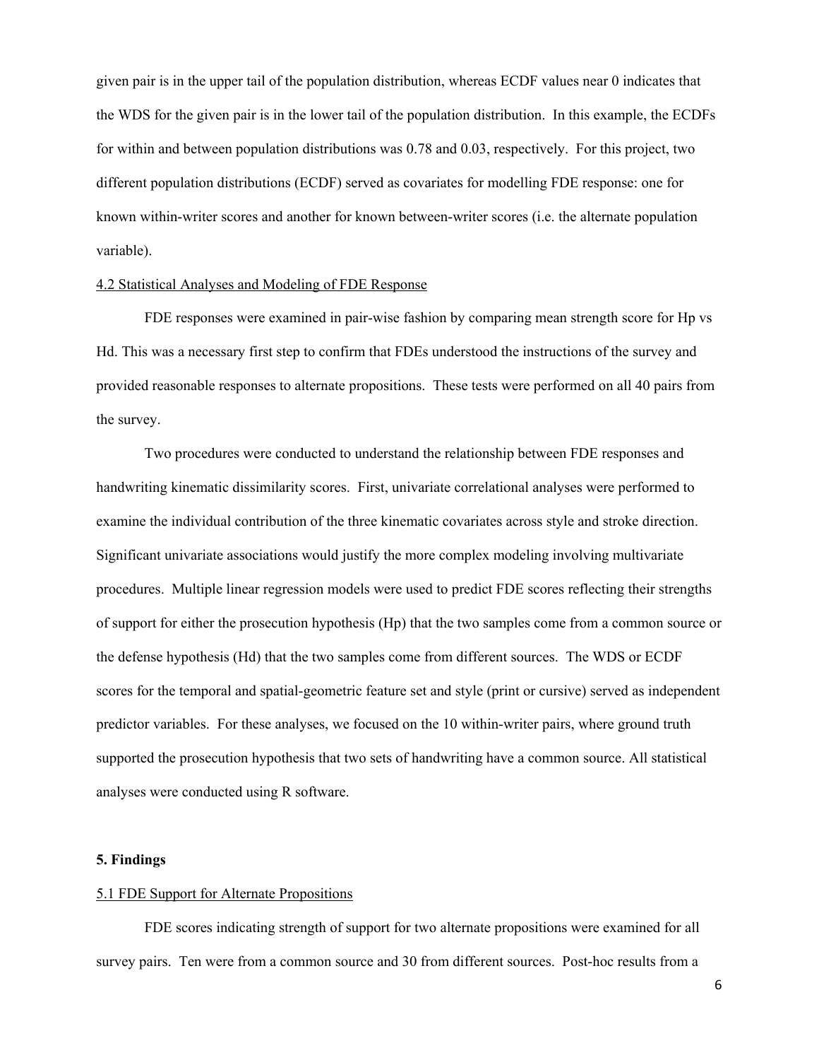given pair is in the upper tail of the population distribution, whereas ECDF values near 0 indicates that the WDS for the given pair is in the lower tail of the population distribution. In this example, the ECDFs for within and between population distributions was 0.78 and 0.03, respectively. For this project, two different population distributions (ECDF) served as covariates for modelling FDE response: one for known within-writer scores and another for known between-writer scores (i.e. the alternate population variable).

### 4.2 Statistical Analyses and Modeling of FDE Response

FDE responses were examined in pair-wise fashion by comparing mean strength score for Hp vs Hd. This was a necessary first step to confirm that FDEs understood the instructions of the survey and provided reasonable responses to alternate propositions. These tests were performed on all 40 pairs from the survey.

Two procedures were conducted to understand the relationship between FDE responses and handwriting kinematic dissimilarity scores. First, univariate correlational analyses were performed to examine the individual contribution of the three kinematic covariates across style and stroke direction. Significant univariate associations would justify the more complex modeling involving multivariate procedures. Multiple linear regression models were used to predict FDE scores reflecting their strengths of support for either the prosecution hypothesis (Hp) that the two samples come from a common source or the defense hypothesis (Hd) that the two samples come from different sources. The WDS or ECDF scores for the temporal and spatial-geometric feature set and style (print or cursive) served as independent predictor variables. For these analyses, we focused on the 10 within-writer pairs, where ground truth supported the prosecution hypothesis that two sets of handwriting have a common source. All statistical analyses were conducted using R software.

## 5. Findings

### 5.1 FDE Support for Alternate Propositions

FDE scores indicating strength of support for two alternate propositions were examined for all survey pairs. Ten were from a common source and 30 from different sources. Post-hoc results from a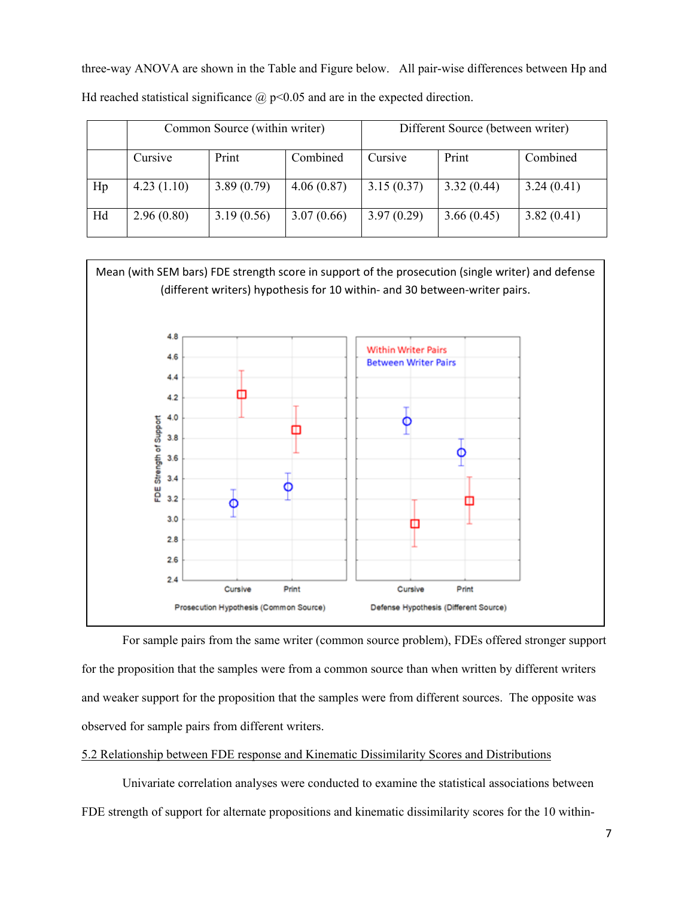three-way ANOVA are shown in the Table and Figure below. All pair-wise differences between Hp and Hd reached statistical significance @ $p<0.05$ and are in the expected direction.

| | Common Source (within writer) | | | Different Source (between writer) | | |
|---|---|---|---|---|---|---|
| | Cursive | Print | Combined | Cursive | Print | Combined |
| Hp | 4.23 (1.10) | 3.89 (0.79) | 4.06 (0.87) | 3.15 (0.37) | 3.32 (0.44) | 3.24 (0.41) |
| Hd | 2.96 (0.80) | 3.19 (0.56) | 3.07 (0.66) | 3.97 (0.29) | 3.66 (0.45) | 3.82 (0.41) |

Mean (with SEM bars) FDE strength score in support of the prosecution (single writer) and defense (different writers) hypothesis for 10 within- and 30 between-writer pairs.

FDE Strength of Support

4.8
4.6
4.4
4.2
4.0
3.8
3.6
3.4
3.2
3.0
2.8
2.6
2.4

Within Writer Pairs
Between Writer Pairs

Cursive
Print
Prosecution Hypothesis (Common Source)

Cursive
Print
Defense Hypothesis (Different Source)

For sample pairs from the same writer (common source problem), FDEs offered stronger support for the proposition that the samples were from a common source than when written by different writers and weaker support for the proposition that the samples were from different sources. The opposite was observed for sample pairs from different writers.

5.2 Relationship between FDE response and Kinematic Dissimilarity Scores and Distributions

Univariate correlation analyses were conducted to examine the statistical associations between FDE strength of support for alternate propositions and kinematic dissimilarity scores for the 10 within-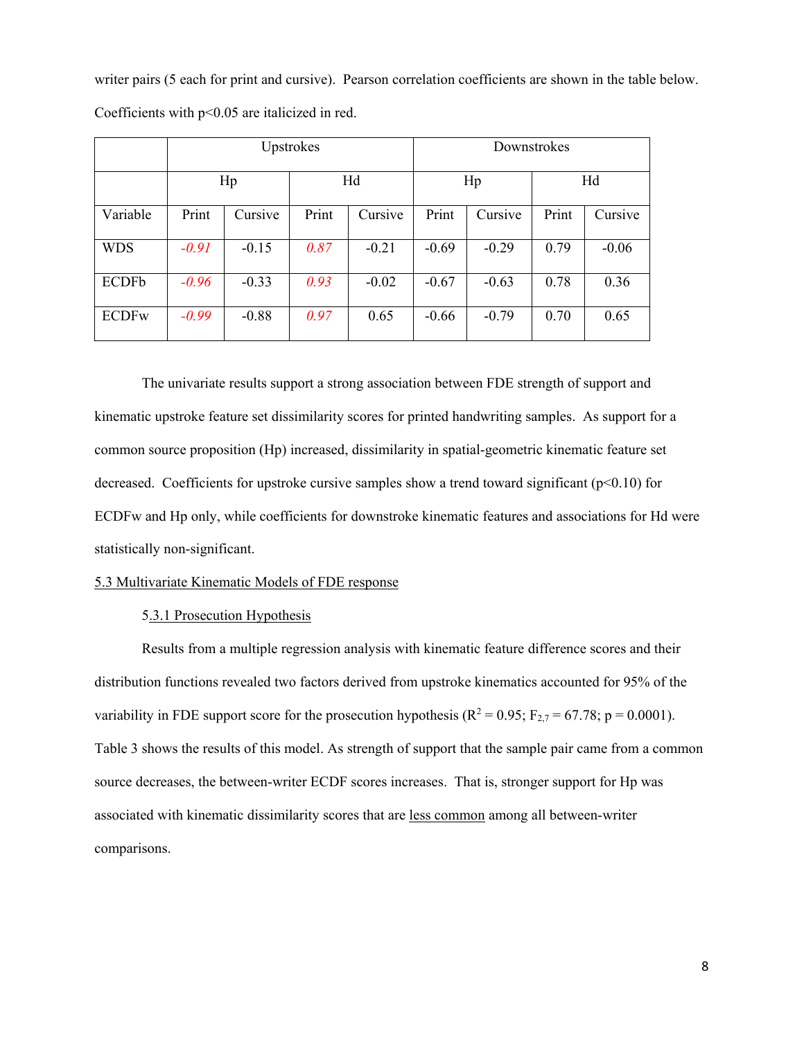writer pairs (5 each for print and cursive). Pearson correlation coefficients are shown in the table below. Coefficients with $p<0.05$ are italicized in red.

| | Upstrokes | | | | Downstrokes | | | |
|---|---|---|---|---|---|---|---|---|
| | Hp | | Hd | | Hp | | Hd | |
| Variable | Print | Cursive | Print | Cursive | Print | Cursive | Print | Cursive |
| WDS | *-0.91* | -0.15 | *0.87* | -0.21 | -0.69 | -0.29 | 0.79 | -0.06 |
| ECDFb | *-0.96* | -0.33 | *0.93* | -0.02 | -0.67 | -0.63 | 0.78 | 0.36 |
| ECDFw | *-0.99* | -0.88 | *0.97* | 0.65 | -0.66 | -0.79 | 0.70 | 0.65 |

The univariate results support a strong association between FDE strength of support and kinematic upstroke feature set dissimilarity scores for printed handwriting samples. As support for a common source proposition (Hp) increased, dissimilarity in spatial-geometric kinematic feature set decreased. Coefficients for upstroke cursive samples show a trend toward significant ($p<0.10$) for ECDFw and Hp only, while coefficients for downstroke kinematic features and associations for Hd were statistically non-significant.

## 5.3 Multivariate Kinematic Models of FDE response

### 5.3.1 Prosecution Hypothesis

Results from a multiple regression analysis with kinematic feature difference scores and their distribution functions revealed two factors derived from upstroke kinematics accounted for 95% of the variability in FDE support score for the prosecution hypothesis ($R^2 = 0.95$; $F_{2,7} = 67.78$; $p = 0.0001$). Table 3 shows the results of this model. As strength of support that the sample pair came from a common source decreases, the between-writer ECDF scores increases. That is, stronger support for Hp was associated with kinematic dissimilarity scores that are less common among all between-writer comparisons.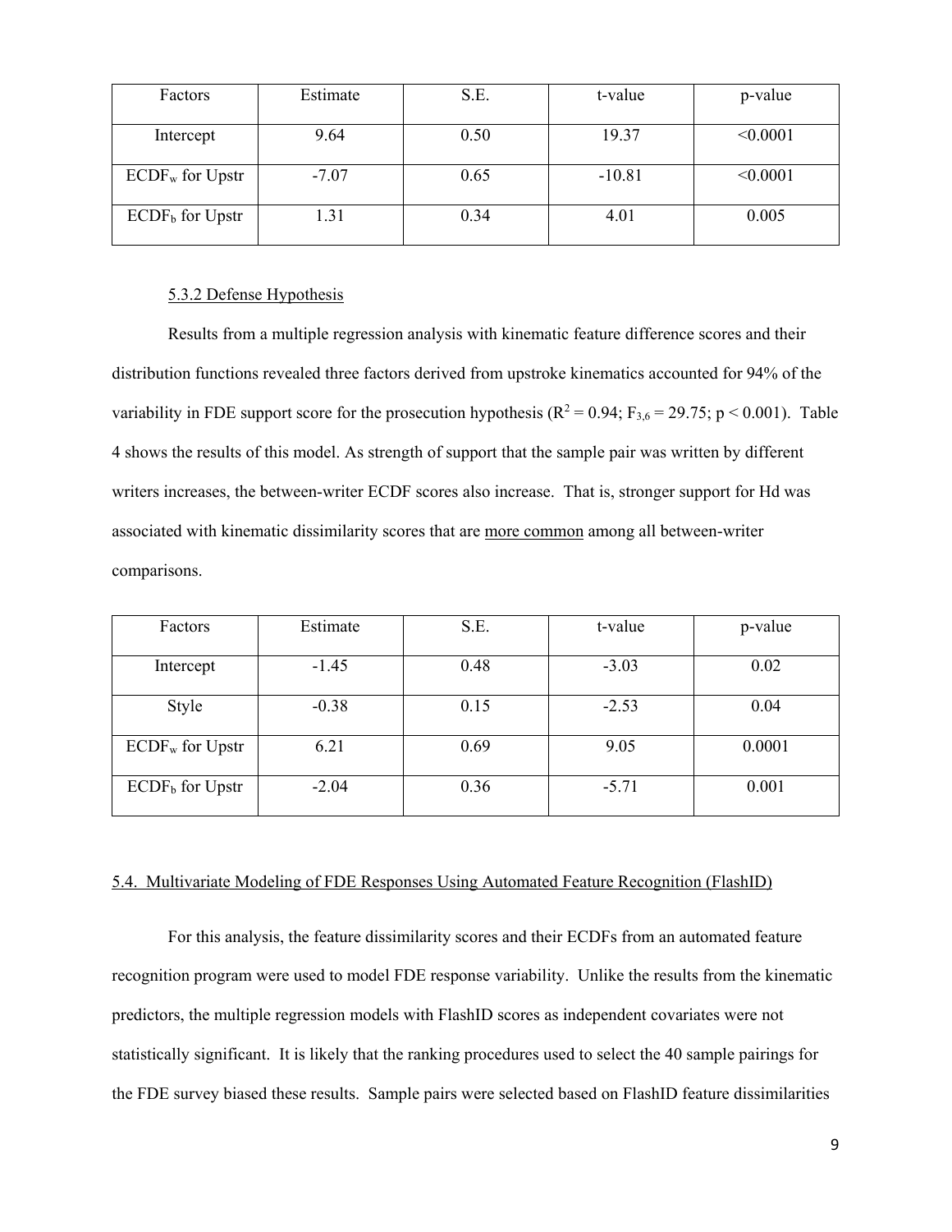| Factors | Estimate | S.E. | t-value | p-value |
|---|---|---|---|---|
| Intercept | 9.64 | 0.50 | 19.37 | <0.0001 |
| $ECDF_w$ for Upstr | -7.07 | 0.65 | -10.81 | <0.0001 |
| $ECDF_b$ for Upstr | 1.31 | 0.34 | 4.01 | 0.005 |

### 5.3.2 Defense Hypothesis

Results from a multiple regression analysis with kinematic feature difference scores and their distribution functions revealed three factors derived from upstroke kinematics accounted for 94% of the variability in FDE support score for the prosecution hypothesis ($R^2 = 0.94$; $F_{3,6} = 29.75$; $p < 0.001$). Table 4 shows the results of this model. As strength of support that the sample pair was written by different writers increases, the between-writer ECDF scores also increase. That is, stronger support for Hd was associated with kinematic dissimilarity scores that are more common among all between-writer comparisons.

| Factors | Estimate | S.E. | t-value | p-value |
|---|---|---|---|---|
| Intercept | -1.45 | 0.48 | -3.03 | 0.02 |
| Style | -0.38 | 0.15 | -2.53 | 0.04 |
| $ECDF_w$ for Upstr | 6.21 | 0.69 | 9.05 | 0.0001 |
| $ECDF_b$ for Upstr | -2.04 | 0.36 | -5.71 | 0.001 |

## 5.4. Multivariate Modeling of FDE Responses Using Automated Feature Recognition (FlashID)

For this analysis, the feature dissimilarity scores and their ECDFs from an automated feature recognition program were used to model FDE response variability. Unlike the results from the kinematic predictors, the multiple regression models with FlashID scores as independent covariates were not statistically significant. It is likely that the ranking procedures used to select the 40 sample pairings for the FDE survey biased these results. Sample pairs were selected based on FlashID feature dissimilarities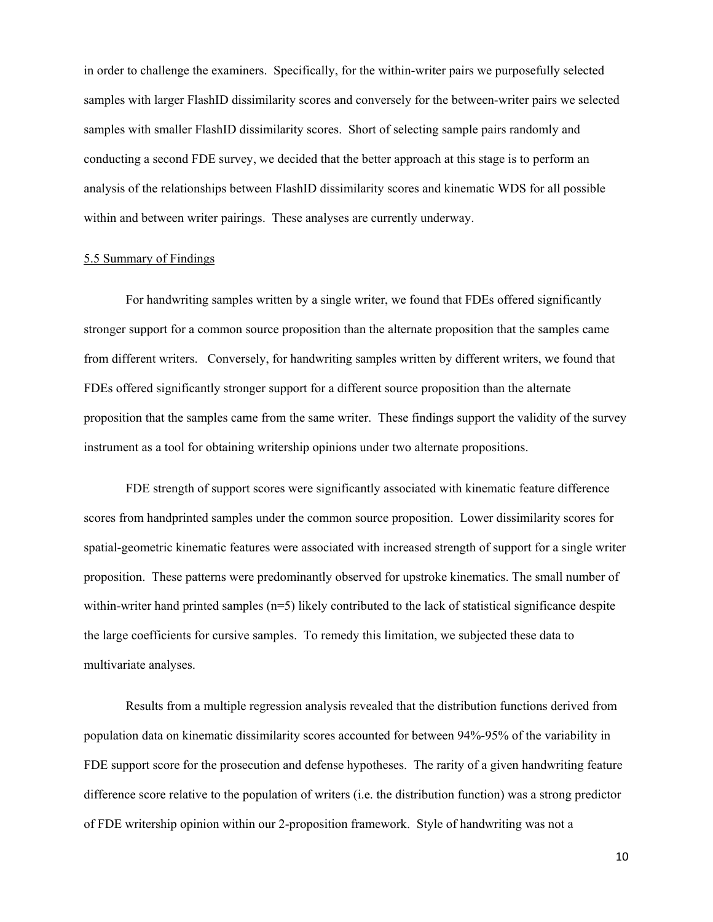in order to challenge the examiners. Specifically, for the within-writer pairs we purposefully selected samples with larger FlashID dissimilarity scores and conversely for the between-writer pairs we selected samples with smaller FlashID dissimilarity scores. Short of selecting sample pairs randomly and conducting a second FDE survey, we decided that the better approach at this stage is to perform an analysis of the relationships between FlashID dissimilarity scores and kinematic WDS for all possible within and between writer pairings. These analyses are currently underway.

### 5.5 Summary of Findings

For handwriting samples written by a single writer, we found that FDEs offered significantly stronger support for a common source proposition than the alternate proposition that the samples came from different writers. Conversely, for handwriting samples written by different writers, we found that FDEs offered significantly stronger support for a different source proposition than the alternate proposition that the samples came from the same writer. These findings support the validity of the survey instrument as a tool for obtaining writership opinions under two alternate propositions.

FDE strength of support scores were significantly associated with kinematic feature difference scores from handprinted samples under the common source proposition. Lower dissimilarity scores for spatial-geometric kinematic features were associated with increased strength of support for a single writer proposition. These patterns were predominantly observed for upstroke kinematics. The small number of within-writer hand printed samples (n=5) likely contributed to the lack of statistical significance despite the large coefficients for cursive samples. To remedy this limitation, we subjected these data to multivariate analyses.

Results from a multiple regression analysis revealed that the distribution functions derived from population data on kinematic dissimilarity scores accounted for between 94%-95% of the variability in FDE support score for the prosecution and defense hypotheses. The rarity of a given handwriting feature difference score relative to the population of writers (i.e. the distribution function) was a strong predictor of FDE writership opinion within our 2-proposition framework. Style of handwriting was not a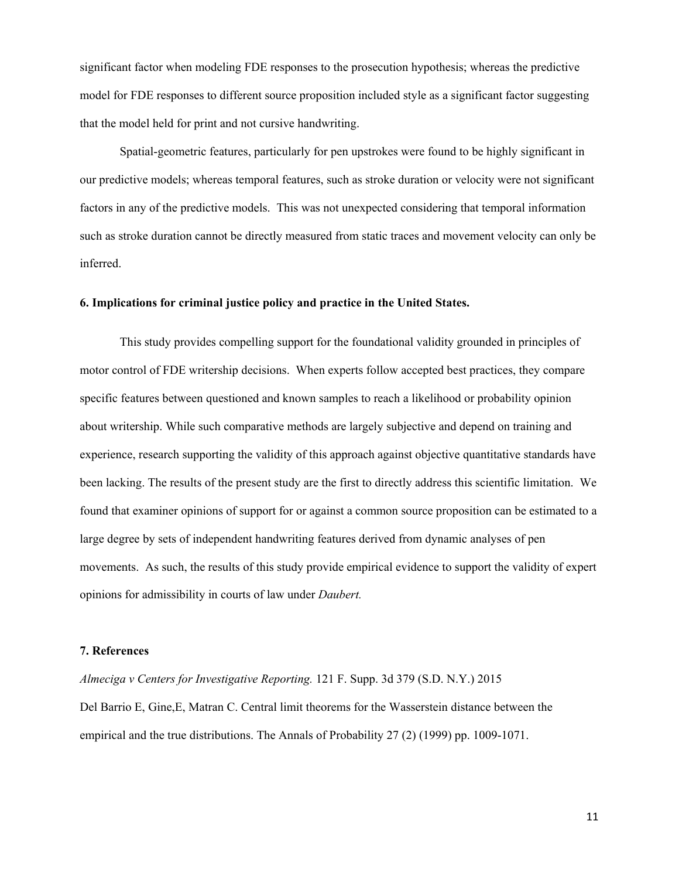significant factor when modeling FDE responses to the prosecution hypothesis; whereas the predictive model for FDE responses to different source proposition included style as a significant factor suggesting that the model held for print and not cursive handwriting.

Spatial-geometric features, particularly for pen upstrokes were found to be highly significant in our predictive models; whereas temporal features, such as stroke duration or velocity were not significant factors in any of the predictive models. This was not unexpected considering that temporal information such as stroke duration cannot be directly measured from static traces and movement velocity can only be inferred.

## 6. Implications for criminal justice policy and practice in the United States.

This study provides compelling support for the foundational validity grounded in principles of motor control of FDE writership decisions. When experts follow accepted best practices, they compare specific features between questioned and known samples to reach a likelihood or probability opinion about writership. While such comparative methods are largely subjective and depend on training and experience, research supporting the validity of this approach against objective quantitative standards have been lacking. The results of the present study are the first to directly address this scientific limitation. We found that examiner opinions of support for or against a common source proposition can be estimated to a large degree by sets of independent handwriting features derived from dynamic analyses of pen movements. As such, the results of this study provide empirical evidence to support the validity of expert opinions for admissibility in courts of law under *Daubert.*

## 7. References

*Almeciga v Centers for Investigative Reporting.* 121 F. Supp. 3d 379 (S.D. N.Y.) 2015

Del Barrio E, Gine,E, Matran C. Central limit theorems for the Wasserstein distance between the empirical and the true distributions. The Annals of Probability 27 (2) (1999) pp. 1009-1071.